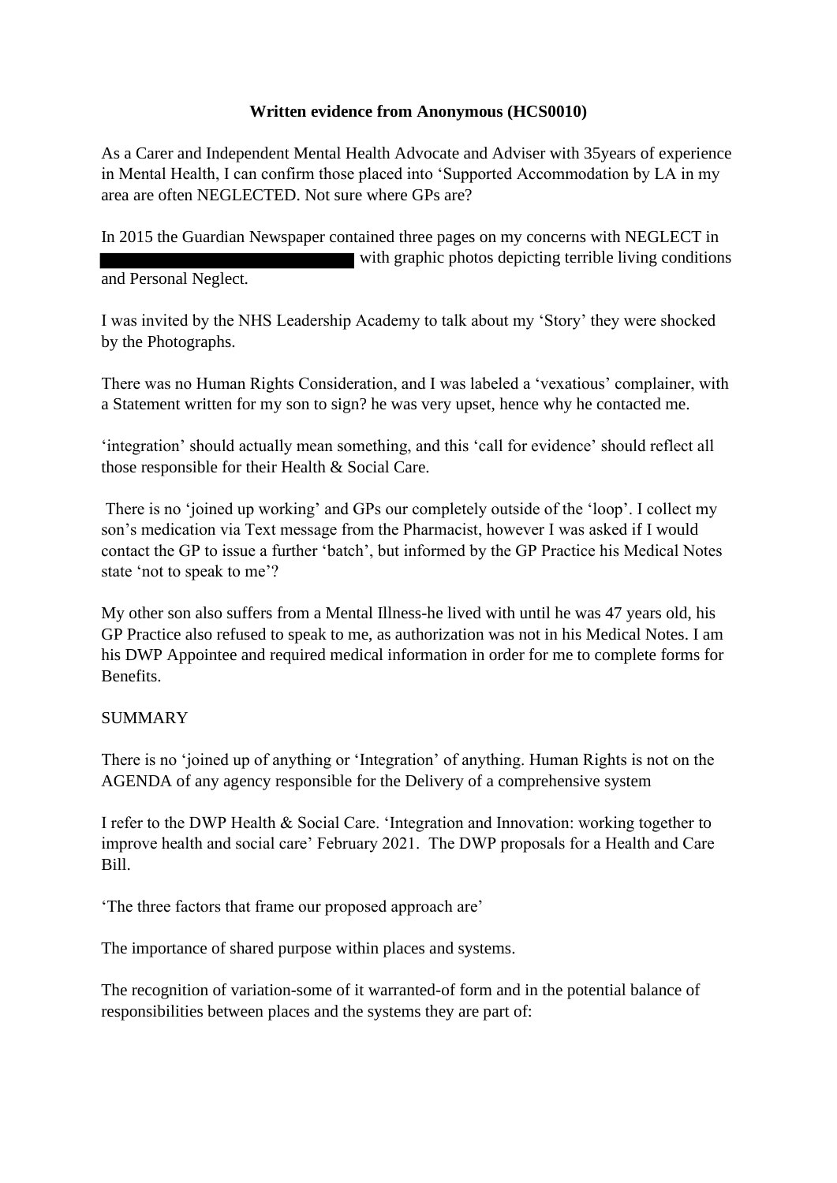**Written evidence from Anonymous (HCS0010)**

As a Carer and Independent Mental Health Advocate and Adviser with 35years of experience in Mental Health, I can confirm those placed into 'Supported Accommodation by LA in my area are often NEGLECTED. Not sure where GPs are?

In 2015 the Guardian Newspaper contained three pages on my concerns with NEGLECT in ██████████████████ with graphic photos depicting terrible living conditions and Personal Neglect.

I was invited by the NHS Leadership Academy to talk about my 'Story' they were shocked by the Photographs.

There was no Human Rights Consideration, and I was labeled a 'vexatious' complainer, with a Statement written for my son to sign? he was very upset, hence why he contacted me.

'integration' should actually mean something, and this 'call for evidence' should reflect all those responsible for their Health & Social Care.

There is no 'joined up working' and GPs our completely outside of the 'loop'. I collect my son's medication via Text message from the Pharmacist, however I was asked if I would contact the GP to issue a further 'batch', but informed by the GP Practice his Medical Notes state 'not to speak to me'?

My other son also suffers from a Mental Illness-he lived with until he was 47 years old, his GP Practice also refused to speak to me, as authorization was not in his Medical Notes. I am his DWP Appointee and required medical information in order for me to complete forms for Benefits.

SUMMARY

There is no 'joined up of anything or 'Integration' of anything. Human Rights is not on the AGENDA of any agency responsible for the Delivery of a comprehensive system

I refer to the DWP Health & Social Care. 'Integration and Innovation: working together to improve health and social care' February 2021. The DWP proposals for a Health and Care Bill.

'The three factors that frame our proposed approach are'

The importance of shared purpose within places and systems.

The recognition of variation-some of it warranted-of form and in the potential balance of responsibilities between places and the systems they are part of: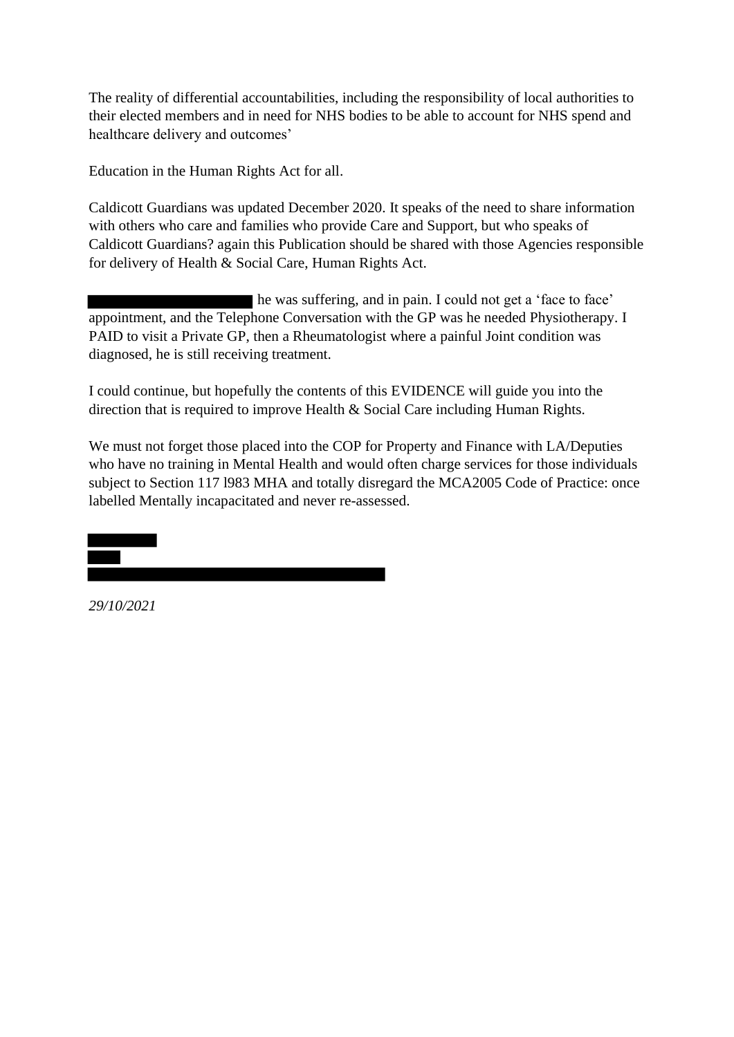The reality of differential accountabilities, including the responsibility of local authorities to their elected members and in need for NHS bodies to be able to account for NHS spend and healthcare delivery and outcomes'

Education in the Human Rights Act for all.

Caldicott Guardians was updated December 2020. It speaks of the need to share information with others who care and families who provide Care and Support, but who speaks of Caldicott Guardians? again this Publication should be shared with those Agencies responsible for delivery of Health & Social Care, Human Rights Act.

he was suffering, and in pain. I could not get a 'face to face' appointment, and the Telephone Conversation with the GP was he needed Physiotherapy. I PAID to visit a Private GP, then a Rheumatologist where a painful Joint condition was diagnosed, he is still receiving treatment.

I could continue, but hopefully the contents of this EVIDENCE will guide you into the direction that is required to improve Health & Social Care including Human Rights.

We must not forget those placed into the COP for Property and Finance with LA/Deputies who have no training in Mental Health and would often charge services for those individuals subject to Section 117 l983 MHA and totally disregard the MCA2005 Code of Practice: once labelled Mentally incapacitated and never re-assessed.

*29/10/2021*